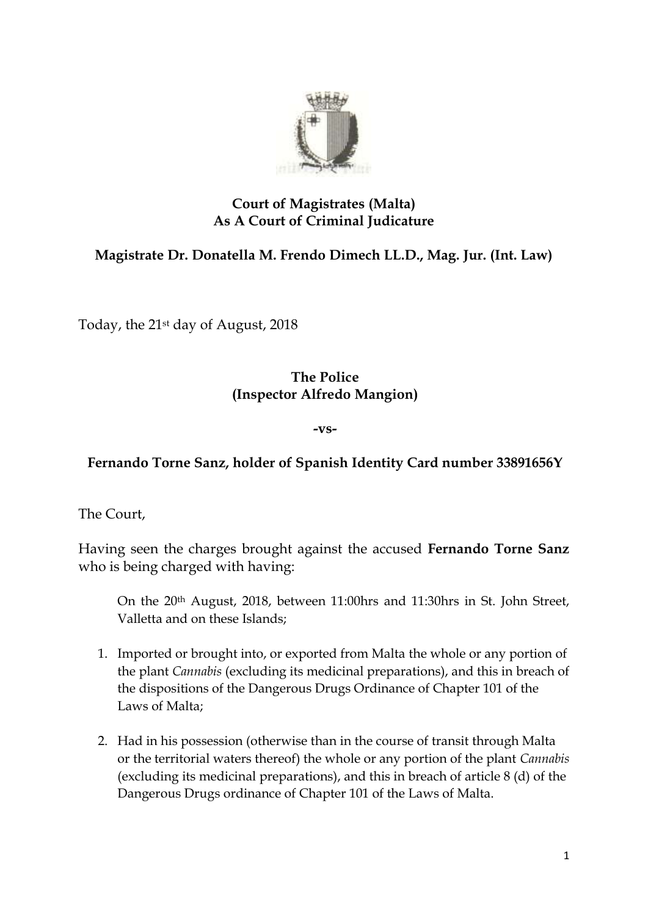**Court of Magistrates (Malta)**
**As A Court of Criminal Judicature**

**Magistrate Dr. Donatella M. Frendo Dimech LL.D., Mag. Jur. (Int. Law)**

Today, the 21st day of August, 2018

**The Police**
**(Inspector Alfredo Mangion)**

**-vs-**

**Fernando Torne Sanz, holder of Spanish Identity Card number 33891656Y**

The Court,

Having seen the charges brought against the accused **Fernando Torne Sanz** who is being charged with having:

> On the 20th August, 2018, between 11:00hrs and 11:30hrs in St. John Street, Valletta and on these Islands;
>
> 1. Imported or brought into, or exported from Malta the whole or any portion of the plant *Cannabis* (excluding its medicinal preparations), and this in breach of the dispositions of the Dangerous Drugs Ordinance of Chapter 101 of the Laws of Malta;
>
> 2. Had in his possession (otherwise than in the course of transit through Malta or the territorial waters thereof) the whole or any portion of the plant *Cannabis* (excluding its medicinal preparations), and this in breach of article 8 (d) of the Dangerous Drugs ordinance of Chapter 101 of the Laws of Malta.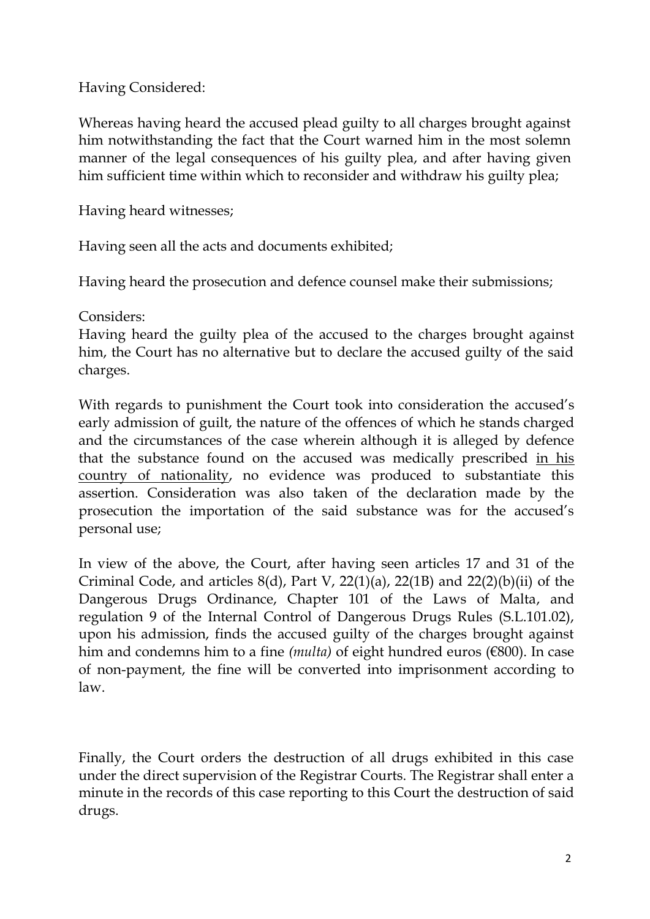Having Considered:

Whereas having heard the accused plead guilty to all charges brought against him notwithstanding the fact that the Court warned him in the most solemn manner of the legal consequences of his guilty plea, and after having given him sufficient time within which to reconsider and withdraw his guilty plea;

Having heard witnesses;

Having seen all the acts and documents exhibited;

Having heard the prosecution and defence counsel make their submissions;

Considers:

Having heard the guilty plea of the accused to the charges brought against him, the Court has no alternative but to declare the accused guilty of the said charges.

With regards to punishment the Court took into consideration the accused's early admission of guilt, the nature of the offences of which he stands charged and the circumstances of the case wherein although it is alleged by defence that the substance found on the accused was medically prescribed <u>in his country of nationality</u>, no evidence was produced to substantiate this assertion. Consideration was also taken of the declaration made by the prosecution the importation of the said substance was for the accused's personal use;

In view of the above, the Court, after having seen articles 17 and 31 of the Criminal Code, and articles 8(d), Part V, 22(1)(a), 22(1B) and 22(2)(b)(ii) of the Dangerous Drugs Ordinance, Chapter 101 of the Laws of Malta, and regulation 9 of the Internal Control of Dangerous Drugs Rules (S.L.101.02), upon his admission, finds the accused guilty of the charges brought against him and condemns him to a fine *(multa)* of eight hundred euros (€800). In case of non-payment, the fine will be converted into imprisonment according to law.

Finally, the Court orders the destruction of all drugs exhibited in this case under the direct supervision of the Registrar Courts. The Registrar shall enter a minute in the records of this case reporting to this Court the destruction of said drugs.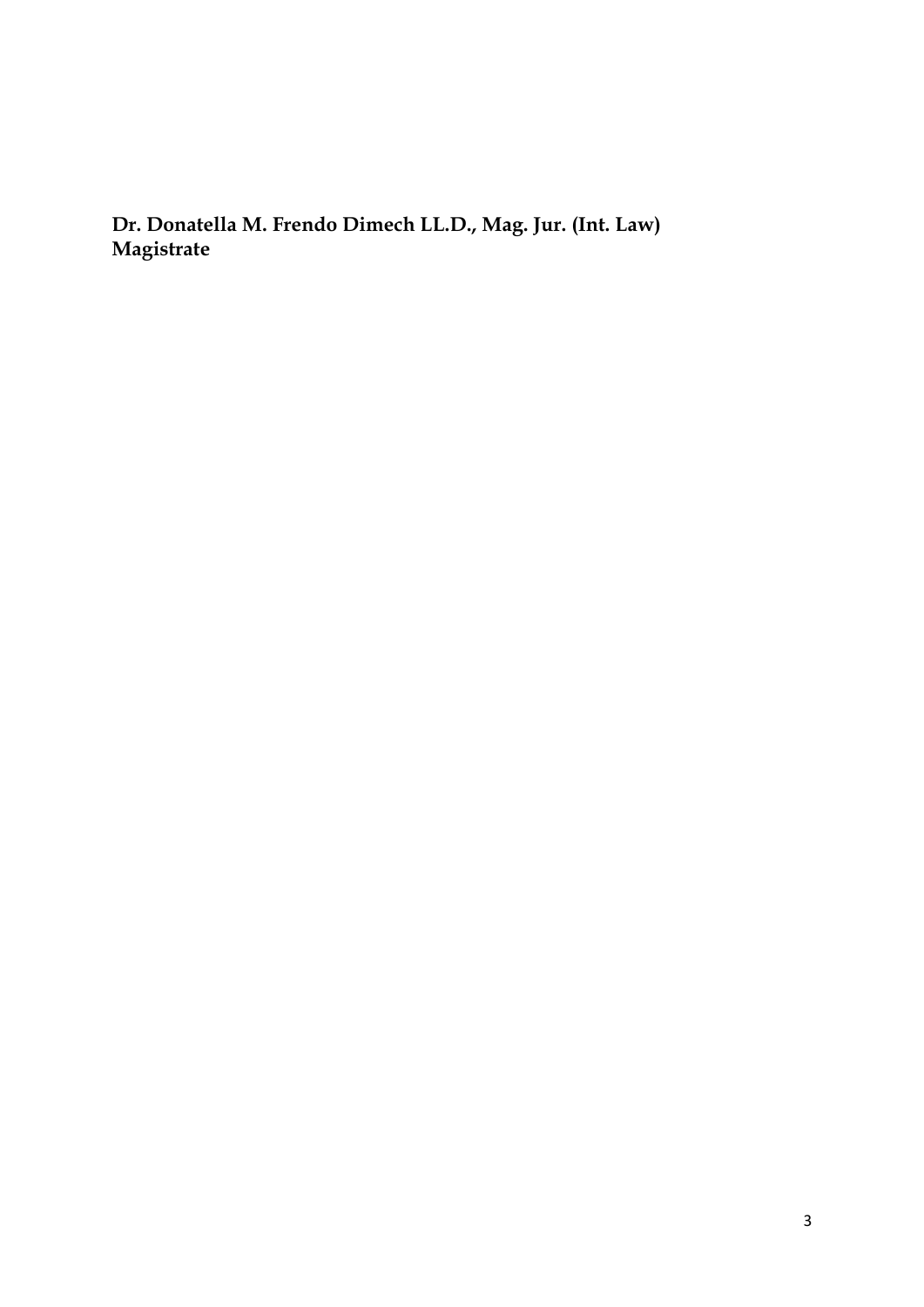**Dr. Donatella M. Frendo Dimech LL.D., Mag. Jur. (Int. Law)**
**Magistrate**